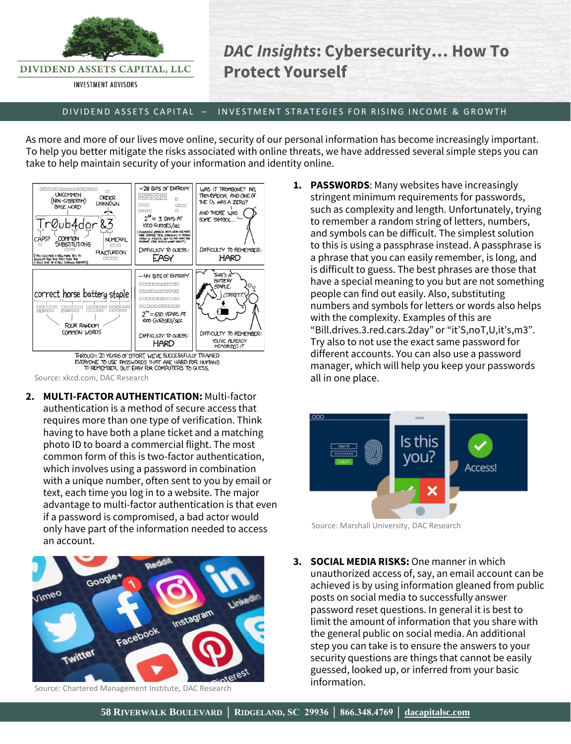# *DAC Insights*: Cybersecurity… How To Protect Yourself

DIVIDEND ASSETS CAPITAL, LLC
INVESTMENT ADVISORS

DIVIDEND ASSETS CAPITAL – INVESTMENT STRATEGIES FOR RISING INCOME & GROWTH

As more and more of our lives move online, security of our personal information has become increasingly important. To help you better mitigate the risks associated with online threats, we have addressed several simple steps you can take to help maintain security of your information and identity online.

Source: xkcd.com, DAC Research

1. **PASSWORDS**: Many websites have increasingly stringent minimum requirements for passwords, such as complexity and length. Unfortunately, trying to remember a random string of letters, numbers, and symbols can be difficult. The simplest solution to this is using a passphrase instead. A passphrase is a phrase that you can easily remember, is long, and is difficult to guess. The best phrases are those that have a special meaning to you but are not something people can find out easily. Also, substituting numbers and symbols for letters or words also helps with the complexity. Examples of this are "Bill.drives.3.red.cars.2day" or "it'S,noT,U,it's,m3". Try also to not use the exact same password for different accounts. You can also use a password manager, which will help you keep your passwords all in one place.

2. **MULTI-FACTOR AUTHENTICATION:** Multi-factor authentication is a method of secure access that requires more than one type of verification. Think having to have both a plane ticket and a matching photo ID to board a commercial flight. The most common form of this is two-factor authentication, which involves using a password in combination with a unique number, often sent to you by email or text, each time you log in to a website. The major advantage to multi-factor authentication is that even if a password is compromised, a bad actor would only have part of the information needed to access an account.

Source: Marshall University, DAC Research

Source: Chartered Management Institute, DAC Research

3. **SOCIAL MEDIA RISKS:** One manner in which unauthorized access of, say, an email account can be achieved is by using information gleaned from public posts on social media to successfully answer password reset questions. In general it is best to limit the amount of information that you share with the general public on social media. An additional step you can take is to ensure the answers to your security questions are things that cannot be easily guessed, looked up, or inferred from your basic information.

58 RIVERWALK BOULEVARD | RIDGELAND, SC 29936 | 866.348.4769 | dacapitalsc.com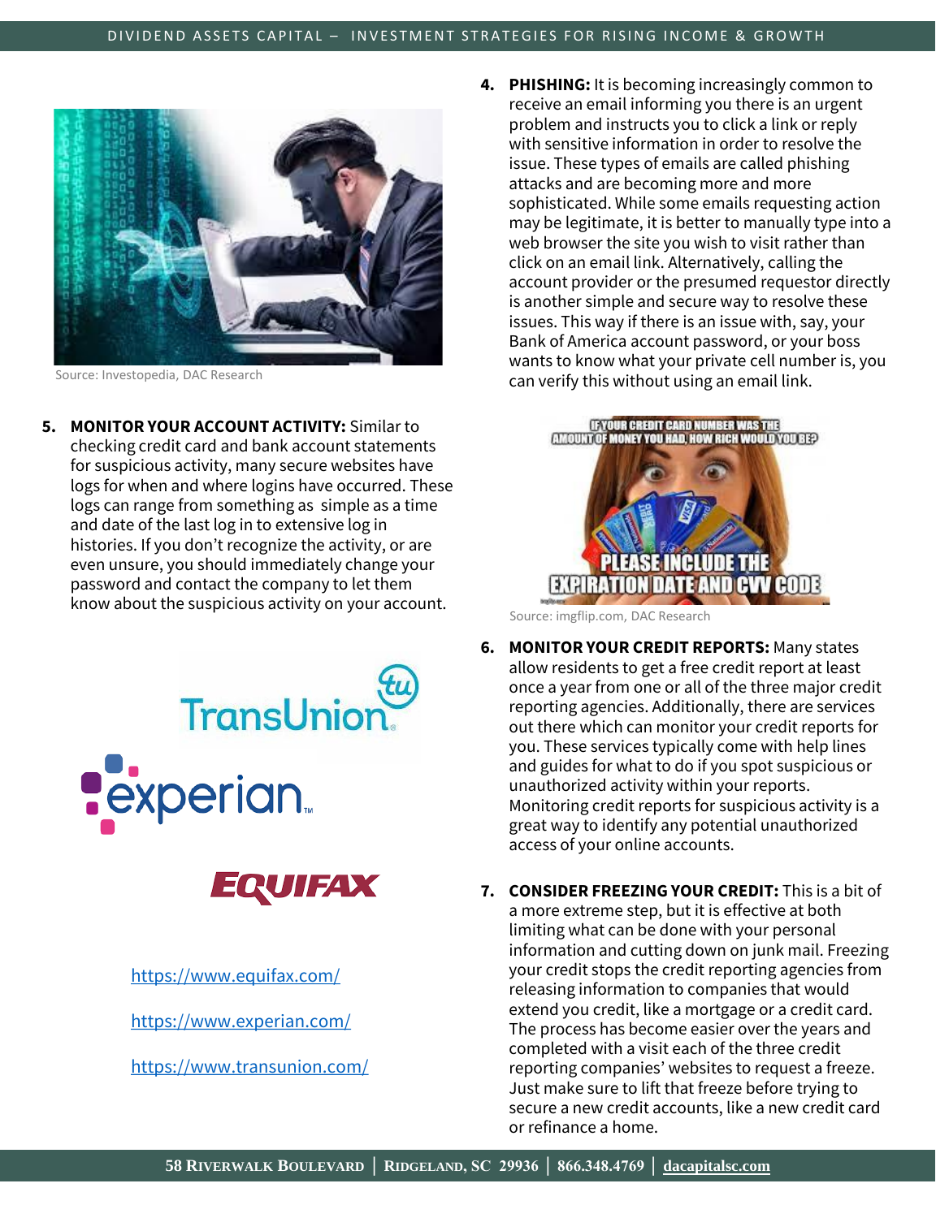Source: Investopedia, DAC Research

4. **PHISHING:** It is becoming increasingly common to receive an email informing you there is an urgent problem and instructs you to click a link or reply with sensitive information in order to resolve the issue. These types of emails are called phishing attacks and are becoming more and more sophisticated. While some emails requesting action may be legitimate, it is better to manually type into a web browser the site you wish to visit rather than click on an email link. Alternatively, calling the account provider or the presumed requestor directly is another simple and secure way to resolve these issues. This way if there is an issue with, say, your Bank of America account password, or your boss wants to know what your private cell number is, you can verify this without using an email link.

5. **MONITOR YOUR ACCOUNT ACTIVITY:** Similar to checking credit card and bank account statements for suspicious activity, many secure websites have logs for when and where logins have occurred. These logs can range from something as simple as a time and date of the last log in to extensive log in histories. If you don't recognize the activity, or are even unsure, you should immediately change your password and contact the company to let them know about the suspicious activity on your account.

Source: imgflip.com, DAC Research

6. **MONITOR YOUR CREDIT REPORTS:** Many states allow residents to get a free credit report at least once a year from one or all of the three major credit reporting agencies. Additionally, there are services out there which can monitor your credit reports for you. These services typically come with help lines and guides for what to do if you spot suspicious or unauthorized activity within your reports. Monitoring credit reports for suspicious activity is a great way to identify any potential unauthorized access of your online accounts.

7. **CONSIDER FREEZING YOUR CREDIT:** This is a bit of a more extreme step, but it is effective at both limiting what can be done with your personal information and cutting down on junk mail. Freezing your credit stops the credit reporting agencies from releasing information to companies that would extend you credit, like a mortgage or a credit card. The process has become easier over the years and completed with a visit each of the three credit reporting companies' websites to request a freeze. Just make sure to lift that freeze before trying to secure a new credit accounts, like a new credit card or refinance a home.

https://www.equifax.com/

https://www.experian.com/

https://www.transunion.com/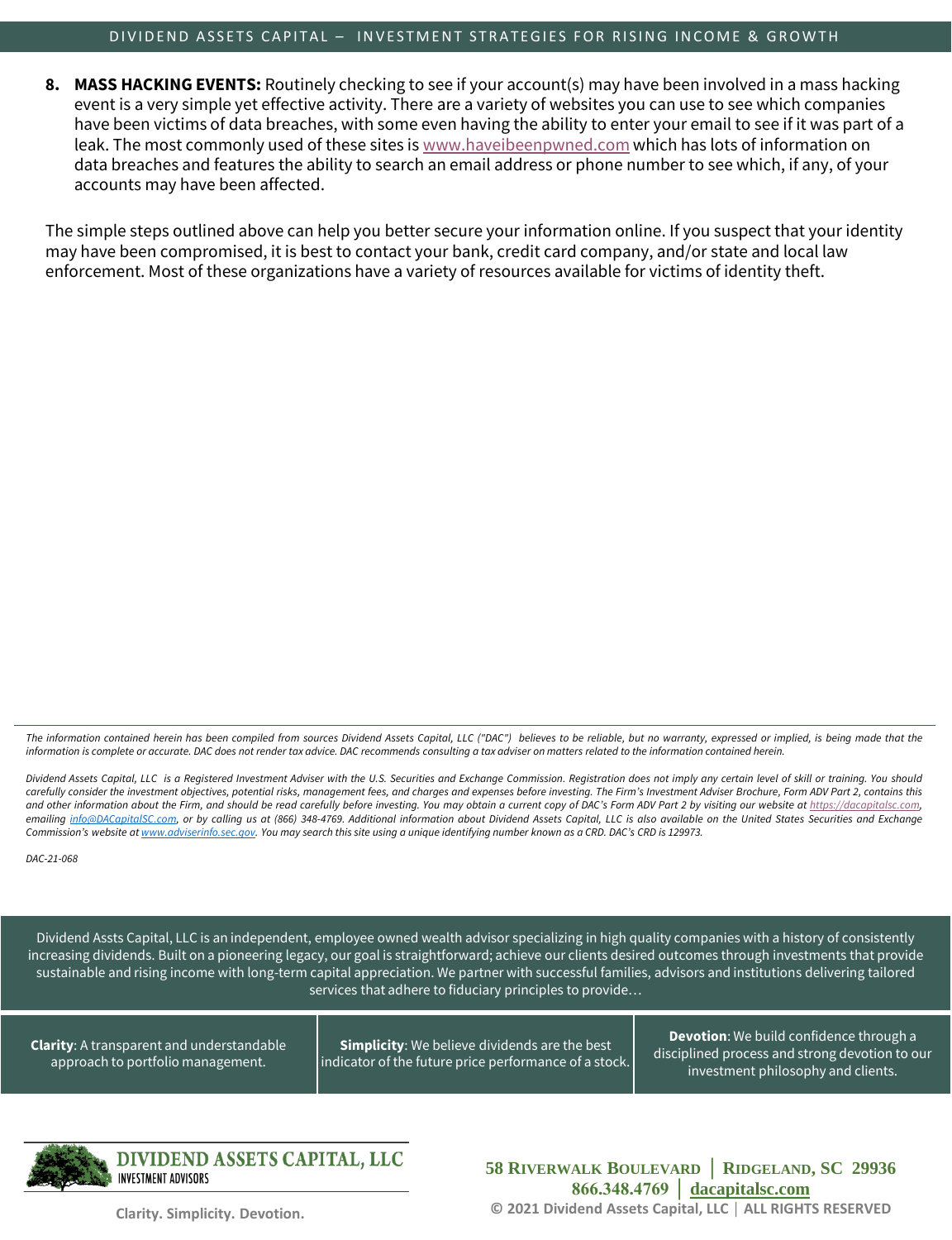8. **MASS HACKING EVENTS:** Routinely checking to see if your account(s) may have been involved in a mass hacking event is a very simple yet effective activity. There are a variety of websites you can use to see which companies have been victims of data breaches, with some even having the ability to enter your email to see if it was part of a leak. The most commonly used of these sites is www.haveibeenpwned.com which has lots of information on data breaches and features the ability to search an email address or phone number to see which, if any, of your accounts may have been affected.

The simple steps outlined above can help you better secure your information online. If you suspect that your identity may have been compromised, it is best to contact your bank, credit card company, and/or state and local law enforcement. Most of these organizations have a variety of resources available for victims of identity theft.

*The information contained herein has been compiled from sources Dividend Assets Capital, LLC ("DAC") believes to be reliable, but no warranty, expressed or implied, is being made that the information is complete or accurate. DAC does not render tax advice. DAC recommends consulting a tax adviser on matters related to the information contained herein.*

*Dividend Assets Capital, LLC is a Registered Investment Adviser with the U.S. Securities and Exchange Commission. Registration does not imply any certain level of skill or training. You should carefully consider the investment objectives, potential risks, management fees, and charges and expenses before investing. The Firm's Investment Adviser Brochure, Form ADV Part 2, contains this and other information about the Firm, and should be read carefully before investing. You may obtain a current copy of DAC's Form ADV Part 2 by visiting our website at https://dacapitalsc.com, emailing info@DACapitalSC.com, or by calling us at (866) 348-4769. Additional information about Dividend Assets Capital, LLC is also available on the United States Securities and Exchange Commission's website at www.adviserinfo.sec.gov. You may search this site using a unique identifying number known as a CRD. DAC's CRD is 129973.*

*DAC-21-068*

Dividend Assts Capital, LLC is an independent, employee owned wealth advisor specializing in high quality companies with a history of consistently increasing dividends. Built on a pioneering legacy, our goal is straightforward; achieve our clients desired outcomes through investments that provide sustainable and rising income with long-term capital appreciation. We partner with successful families, advisors and institutions delivering tailored services that adhere to fiduciary principles to provide…

| | | |
|---|---|---|
| **Clarity**: A transparent and understandable approach to portfolio management. | **Simplicity**: We believe dividends are the best indicator of the future price performance of a stock. | **Devotion**: We build confidence through a disciplined process and strong devotion to our investment philosophy and clients. |

**DIVIDEND ASSETS CAPITAL, LLC**
INVESTMENT ADVISORS

Clarity. Simplicity. Devotion.

**58 RIVERWALK BOULEVARD | RIDGELAND, SC 29936**
**866.348.4769 | dacapitalsc.com**
**© 2021 Dividend Assets Capital, LLC | ALL RIGHTS RESERVED**